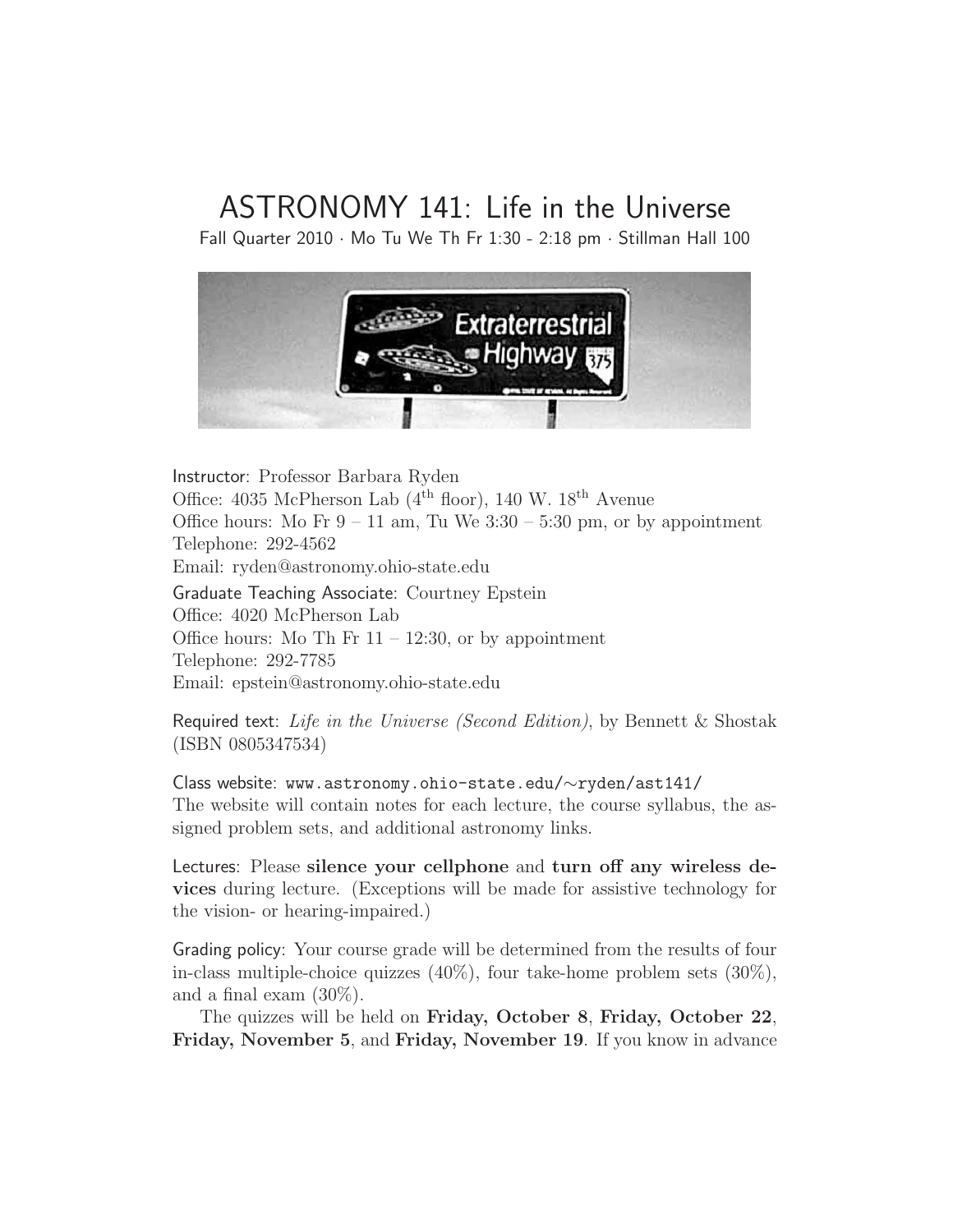# ASTRONOMY 141: Life in the Universe

Fall Quarter 2010 · Mo Tu We Th Fr 1:30 - 2:18 pm · Stillman Hall 100

Instructor: Professor Barbara Ryden
Office: 4035 McPherson Lab (4th floor), 140 W. 18th Avenue
Office hours: Mo Fr 9 – 11 am, Tu We 3:30 – 5:30 pm, or by appointment
Telephone: 292-4562
Email: ryden@astronomy.ohio-state.edu

Graduate Teaching Associate: Courtney Epstein
Office: 4020 McPherson Lab
Office hours: Mo Th Fr 11 – 12:30, or by appointment
Telephone: 292-7785
Email: epstein@astronomy.ohio-state.edu

Required text: *Life in the Universe (Second Edition)*, by Bennett & Shostak (ISBN 0805347534)

Class website: `www.astronomy.ohio-state.edu/~ryden/ast141/`
The website will contain notes for each lecture, the course syllabus, the assigned problem sets, and additional astronomy links.

Lectures: Please **silence your cellphone** and **turn off any wireless devices** during lecture. (Exceptions will be made for assistive technology for the vision- or hearing-impaired.)

Grading policy: Your course grade will be determined from the results of four in-class multiple-choice quizzes (40%), four take-home problem sets (30%), and a final exam (30%).

The quizzes will be held on **Friday, October 8**, **Friday, October 22**, **Friday, November 5**, and **Friday, November 19**. If you know in advance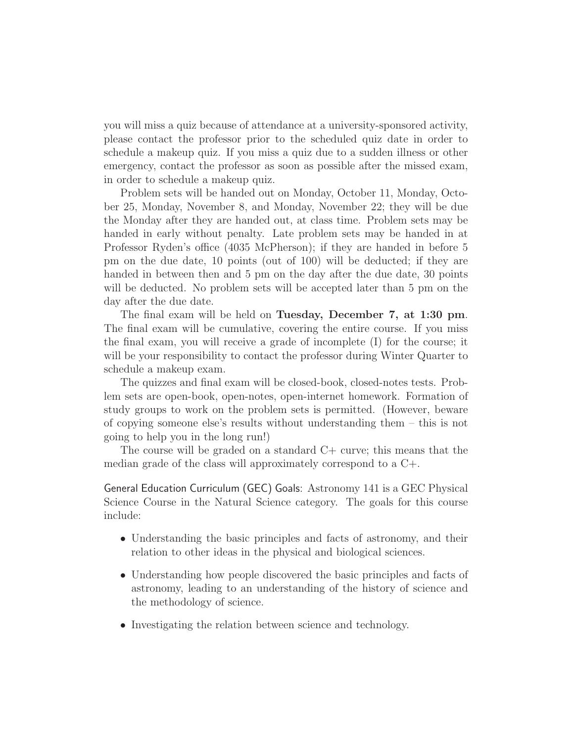you will miss a quiz because of attendance at a university-sponsored activity, please contact the professor prior to the scheduled quiz date in order to schedule a makeup quiz. If you miss a quiz due to a sudden illness or other emergency, contact the professor as soon as possible after the missed exam, in order to schedule a makeup quiz.

Problem sets will be handed out on Monday, October 11, Monday, October 25, Monday, November 8, and Monday, November 22; they will be due the Monday after they are handed out, at class time. Problem sets may be handed in early without penalty. Late problem sets may be handed in at Professor Ryden's office (4035 McPherson); if they are handed in before 5 pm on the due date, 10 points (out of 100) will be deducted; if they are handed in between then and 5 pm on the day after the due date, 30 points will be deducted. No problem sets will be accepted later than 5 pm on the day after the due date.

The final exam will be held on **Tuesday, December 7, at 1:30 pm**. The final exam will be cumulative, covering the entire course. If you miss the final exam, you will receive a grade of incomplete (I) for the course; it will be your responsibility to contact the professor during Winter Quarter to schedule a makeup exam.

The quizzes and final exam will be closed-book, closed-notes tests. Problem sets are open-book, open-notes, open-internet homework. Formation of study groups to work on the problem sets is permitted. (However, beware of copying someone else's results without understanding them – this is not going to help you in the long run!)

The course will be graded on a standard C+ curve; this means that the median grade of the class will approximately correspond to a C+.

General Education Curriculum (GEC) Goals: Astronomy 141 is a GEC Physical Science Course in the Natural Science category. The goals for this course include:

- Understanding the basic principles and facts of astronomy, and their relation to other ideas in the physical and biological sciences.
- Understanding how people discovered the basic principles and facts of astronomy, leading to an understanding of the history of science and the methodology of science.
- Investigating the relation between science and technology.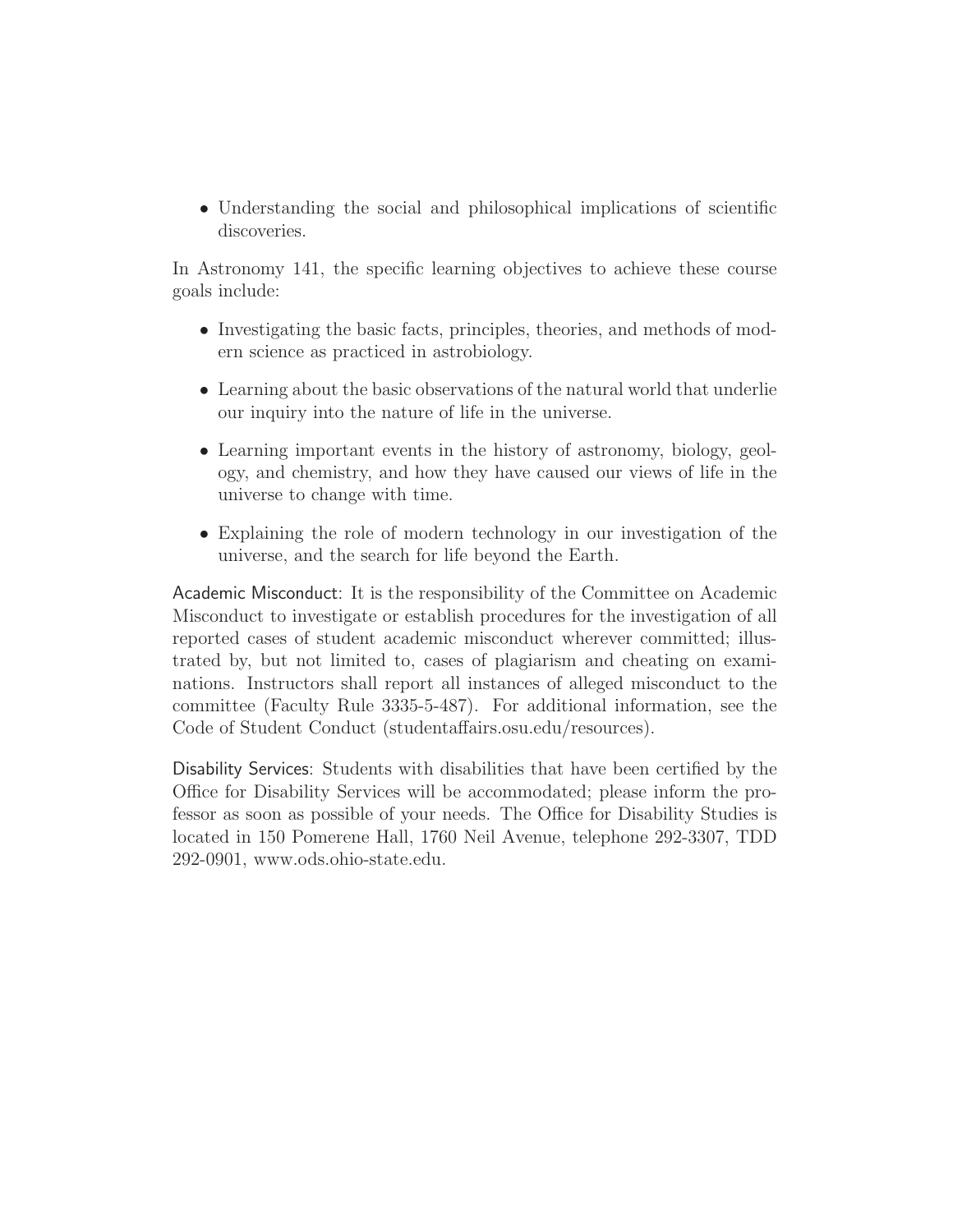- Understanding the social and philosophical implications of scientific discoveries.

In Astronomy 141, the specific learning objectives to achieve these course goals include:

- Investigating the basic facts, principles, theories, and methods of modern science as practiced in astrobiology.
- Learning about the basic observations of the natural world that underlie our inquiry into the nature of life in the universe.
- Learning important events in the history of astronomy, biology, geology, and chemistry, and how they have caused our views of life in the universe to change with time.
- Explaining the role of modern technology in our investigation of the universe, and the search for life beyond the Earth.

Academic Misconduct: It is the responsibility of the Committee on Academic Misconduct to investigate or establish procedures for the investigation of all reported cases of student academic misconduct wherever committed; illustrated by, but not limited to, cases of plagiarism and cheating on examinations. Instructors shall report all instances of alleged misconduct to the committee (Faculty Rule 3335-5-487). For additional information, see the Code of Student Conduct (studentaffairs.osu.edu/resources).

Disability Services: Students with disabilities that have been certified by the Office for Disability Services will be accommodated; please inform the professor as soon as possible of your needs. The Office for Disability Studies is located in 150 Pomerene Hall, 1760 Neil Avenue, telephone 292-3307, TDD 292-0901, www.ods.ohio-state.edu.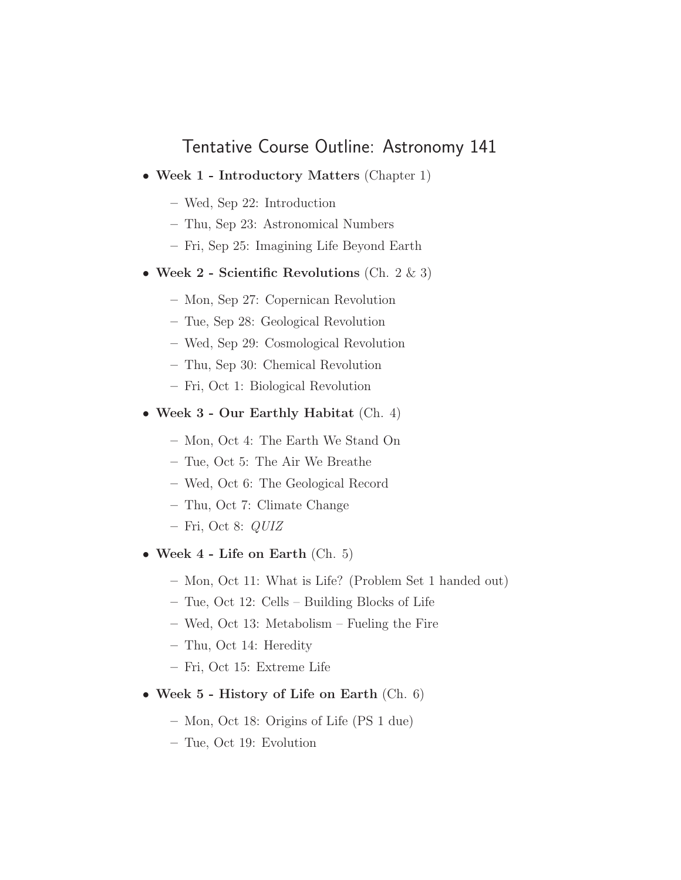# Tentative Course Outline: Astronomy 141

- **Week 1 - Introductory Matters** (Chapter 1)
  - Wed, Sep 22: Introduction
  - Thu, Sep 23: Astronomical Numbers
  - Fri, Sep 25: Imagining Life Beyond Earth
- **Week 2 - Scientific Revolutions** (Ch. 2 & 3)
  - Mon, Sep 27: Copernican Revolution
  - Tue, Sep 28: Geological Revolution
  - Wed, Sep 29: Cosmological Revolution
  - Thu, Sep 30: Chemical Revolution
  - Fri, Oct 1: Biological Revolution
- **Week 3 - Our Earthly Habitat** (Ch. 4)
  - Mon, Oct 4: The Earth We Stand On
  - Tue, Oct 5: The Air We Breathe
  - Wed, Oct 6: The Geological Record
  - Thu, Oct 7: Climate Change
  - Fri, Oct 8: *QUIZ*
- **Week 4 - Life on Earth** (Ch. 5)
  - Mon, Oct 11: What is Life? (Problem Set 1 handed out)
  - Tue, Oct 12: Cells – Building Blocks of Life
  - Wed, Oct 13: Metabolism – Fueling the Fire
  - Thu, Oct 14: Heredity
  - Fri, Oct 15: Extreme Life
- **Week 5 - History of Life on Earth** (Ch. 6)
  - Mon, Oct 18: Origins of Life (PS 1 due)
  - Tue, Oct 19: Evolution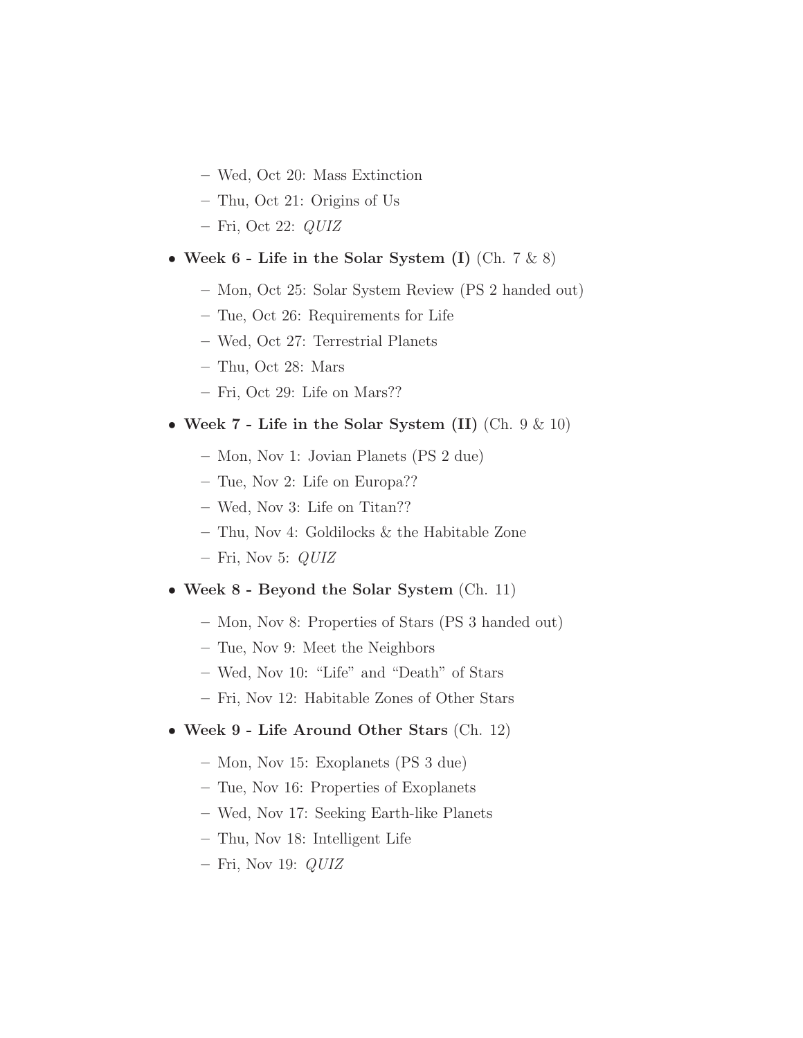- Wed, Oct 20: Mass Extinction
  - Thu, Oct 21: Origins of Us
  - Fri, Oct 22: *QUIZ*

- **Week 6 - Life in the Solar System (I)** (Ch. 7 & 8)
  - Mon, Oct 25: Solar System Review (PS 2 handed out)
  - Tue, Oct 26: Requirements for Life
  - Wed, Oct 27: Terrestrial Planets
  - Thu, Oct 28: Mars
  - Fri, Oct 29: Life on Mars??

- **Week 7 - Life in the Solar System (II)** (Ch. 9 & 10)
  - Mon, Nov 1: Jovian Planets (PS 2 due)
  - Tue, Nov 2: Life on Europa??
  - Wed, Nov 3: Life on Titan??
  - Thu, Nov 4: Goldilocks & the Habitable Zone
  - Fri, Nov 5: *QUIZ*

- **Week 8 - Beyond the Solar System** (Ch. 11)
  - Mon, Nov 8: Properties of Stars (PS 3 handed out)
  - Tue, Nov 9: Meet the Neighbors
  - Wed, Nov 10: "Life" and "Death" of Stars
  - Fri, Nov 12: Habitable Zones of Other Stars

- **Week 9 - Life Around Other Stars** (Ch. 12)
  - Mon, Nov 15: Exoplanets (PS 3 due)
  - Tue, Nov 16: Properties of Exoplanets
  - Wed, Nov 17: Seeking Earth-like Planets
  - Thu, Nov 18: Intelligent Life
  - Fri, Nov 19: *QUIZ*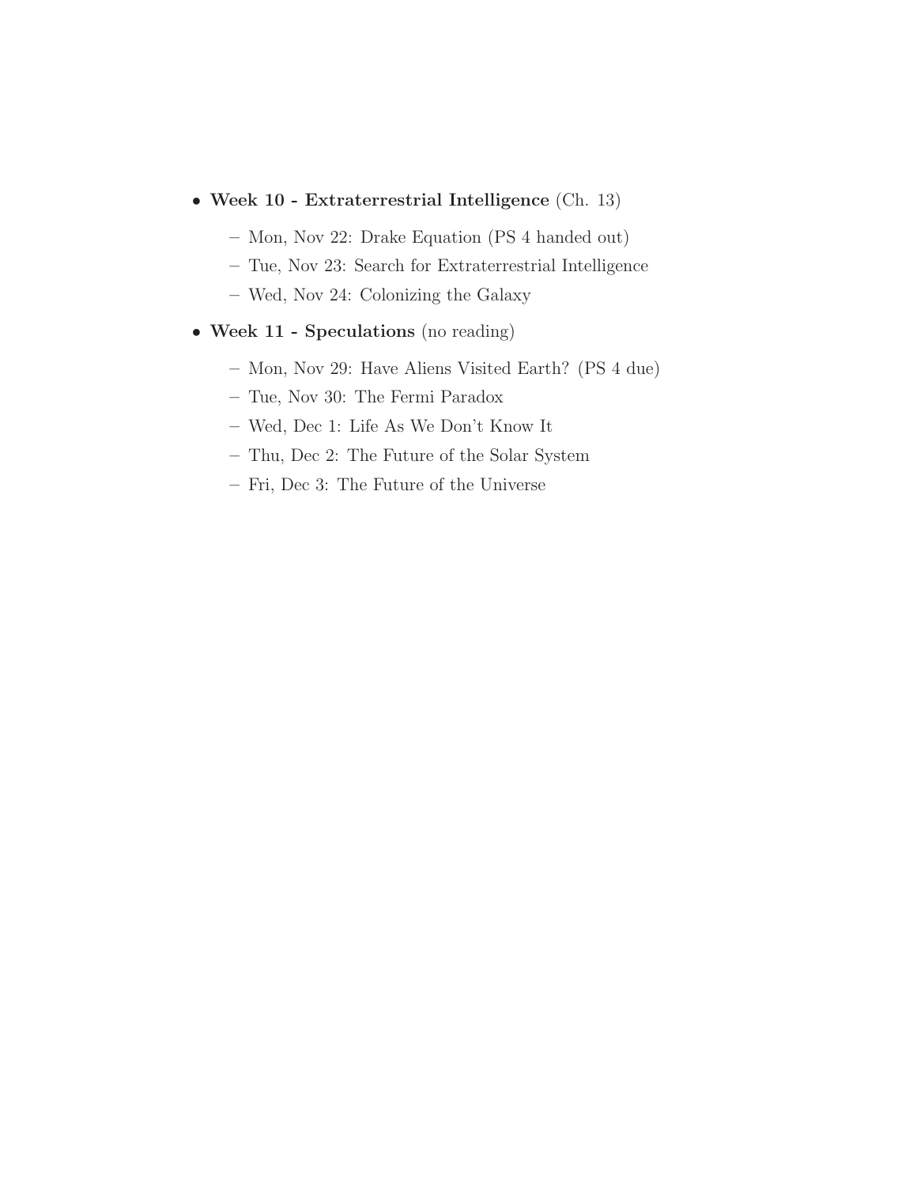- **Week 10 - Extraterrestrial Intelligence** (Ch. 13)
  - Mon, Nov 22: Drake Equation (PS 4 handed out)
  - Tue, Nov 23: Search for Extraterrestrial Intelligence
  - Wed, Nov 24: Colonizing the Galaxy
- **Week 11 - Speculations** (no reading)
  - Mon, Nov 29: Have Aliens Visited Earth? (PS 4 due)
  - Tue, Nov 30: The Fermi Paradox
  - Wed, Dec 1: Life As We Don't Know It
  - Thu, Dec 2: The Future of the Solar System
  - Fri, Dec 3: The Future of the Universe